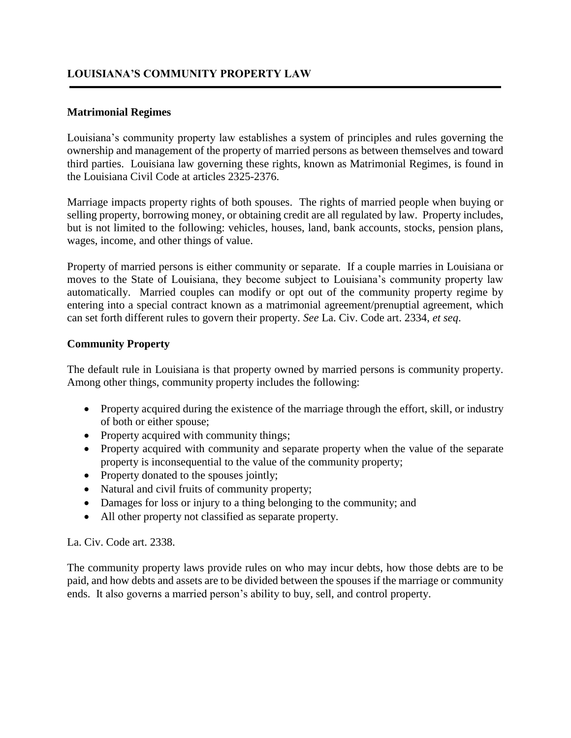# LOUISIANA'S COMMUNITY PROPERTY LAW

## Matrimonial Regimes

Louisiana's community property law establishes a system of principles and rules governing the ownership and management of the property of married persons as between themselves and toward third parties. Louisiana law governing these rights, known as Matrimonial Regimes, is found in the Louisiana Civil Code at articles 2325-2376.

Marriage impacts property rights of both spouses. The rights of married people when buying or selling property, borrowing money, or obtaining credit are all regulated by law. Property includes, but is not limited to the following: vehicles, houses, land, bank accounts, stocks, pension plans, wages, income, and other things of value.

Property of married persons is either community or separate. If a couple marries in Louisiana or moves to the State of Louisiana, they become subject to Louisiana's community property law automatically. Married couples can modify or opt out of the community property regime by entering into a special contract known as a matrimonial agreement/prenuptial agreement, which can set forth different rules to govern their property. *See* La. Civ. Code art. 2334, *et seq*.

## Community Property

The default rule in Louisiana is that property owned by married persons is community property. Among other things, community property includes the following:

- Property acquired during the existence of the marriage through the effort, skill, or industry of both or either spouse;
- Property acquired with community things;
- Property acquired with community and separate property when the value of the separate property is inconsequential to the value of the community property;
- Property donated to the spouses jointly;
- Natural and civil fruits of community property;
- Damages for loss or injury to a thing belonging to the community; and
- All other property not classified as separate property.

La. Civ. Code art. 2338.

The community property laws provide rules on who may incur debts, how those debts are to be paid, and how debts and assets are to be divided between the spouses if the marriage or community ends. It also governs a married person's ability to buy, sell, and control property.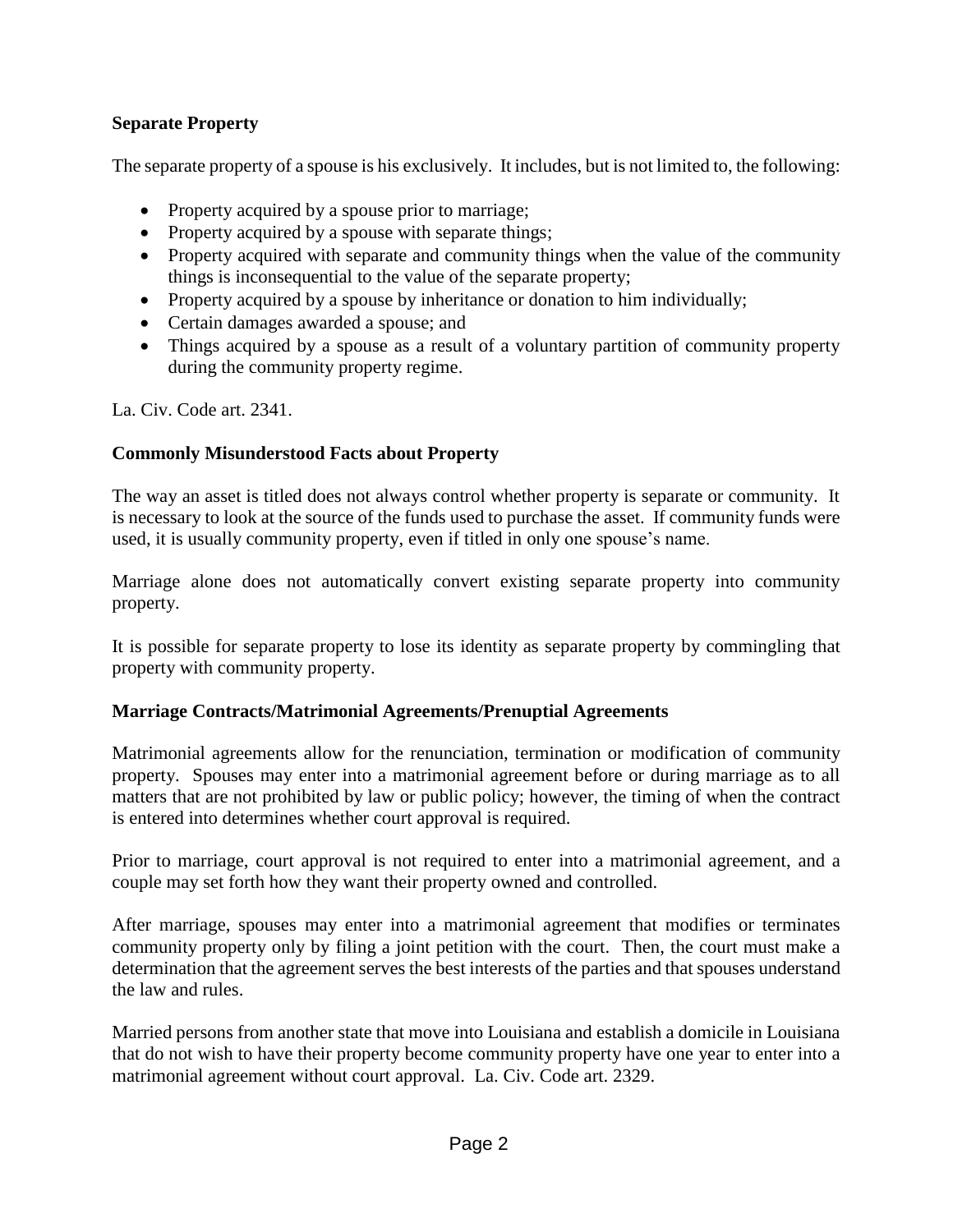**Separate Property**

The separate property of a spouse is his exclusively. It includes, but is not limited to, the following:

- Property acquired by a spouse prior to marriage;
- Property acquired by a spouse with separate things;
- Property acquired with separate and community things when the value of the community things is inconsequential to the value of the separate property;
- Property acquired by a spouse by inheritance or donation to him individually;
- Certain damages awarded a spouse; and
- Things acquired by a spouse as a result of a voluntary partition of community property during the community property regime.

La. Civ. Code art. 2341.

**Commonly Misunderstood Facts about Property**

The way an asset is titled does not always control whether property is separate or community. It is necessary to look at the source of the funds used to purchase the asset. If community funds were used, it is usually community property, even if titled in only one spouse's name.

Marriage alone does not automatically convert existing separate property into community property.

It is possible for separate property to lose its identity as separate property by commingling that property with community property.

**Marriage Contracts/Matrimonial Agreements/Prenuptial Agreements**

Matrimonial agreements allow for the renunciation, termination or modification of community property. Spouses may enter into a matrimonial agreement before or during marriage as to all matters that are not prohibited by law or public policy; however, the timing of when the contract is entered into determines whether court approval is required.

Prior to marriage, court approval is not required to enter into a matrimonial agreement, and a couple may set forth how they want their property owned and controlled.

After marriage, spouses may enter into a matrimonial agreement that modifies or terminates community property only by filing a joint petition with the court. Then, the court must make a determination that the agreement serves the best interests of the parties and that spouses understand the law and rules.

Married persons from another state that move into Louisiana and establish a domicile in Louisiana that do not wish to have their property become community property have one year to enter into a matrimonial agreement without court approval. La. Civ. Code art. 2329.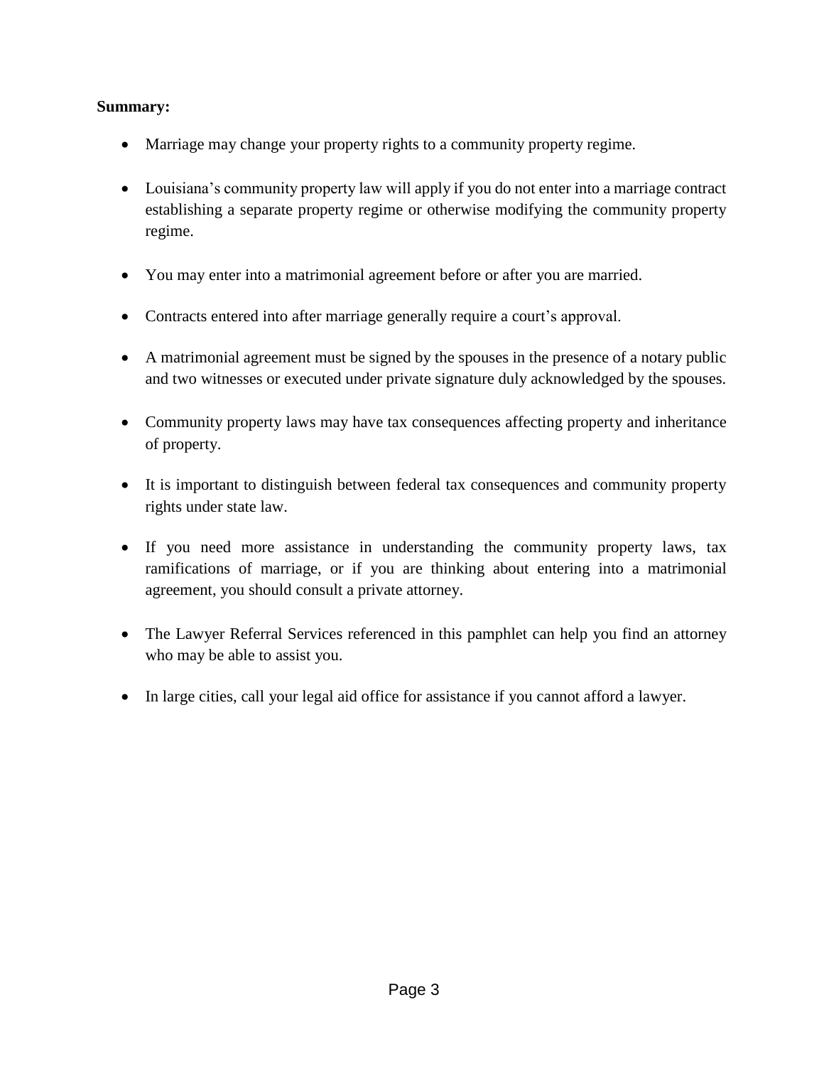**Summary:**

- Marriage may change your property rights to a community property regime.
- Louisiana's community property law will apply if you do not enter into a marriage contract establishing a separate property regime or otherwise modifying the community property regime.
- You may enter into a matrimonial agreement before or after you are married.
- Contracts entered into after marriage generally require a court's approval.
- A matrimonial agreement must be signed by the spouses in the presence of a notary public and two witnesses or executed under private signature duly acknowledged by the spouses.
- Community property laws may have tax consequences affecting property and inheritance of property.
- It is important to distinguish between federal tax consequences and community property rights under state law.
- If you need more assistance in understanding the community property laws, tax ramifications of marriage, or if you are thinking about entering into a matrimonial agreement, you should consult a private attorney.
- The Lawyer Referral Services referenced in this pamphlet can help you find an attorney who may be able to assist you.
- In large cities, call your legal aid office for assistance if you cannot afford a lawyer.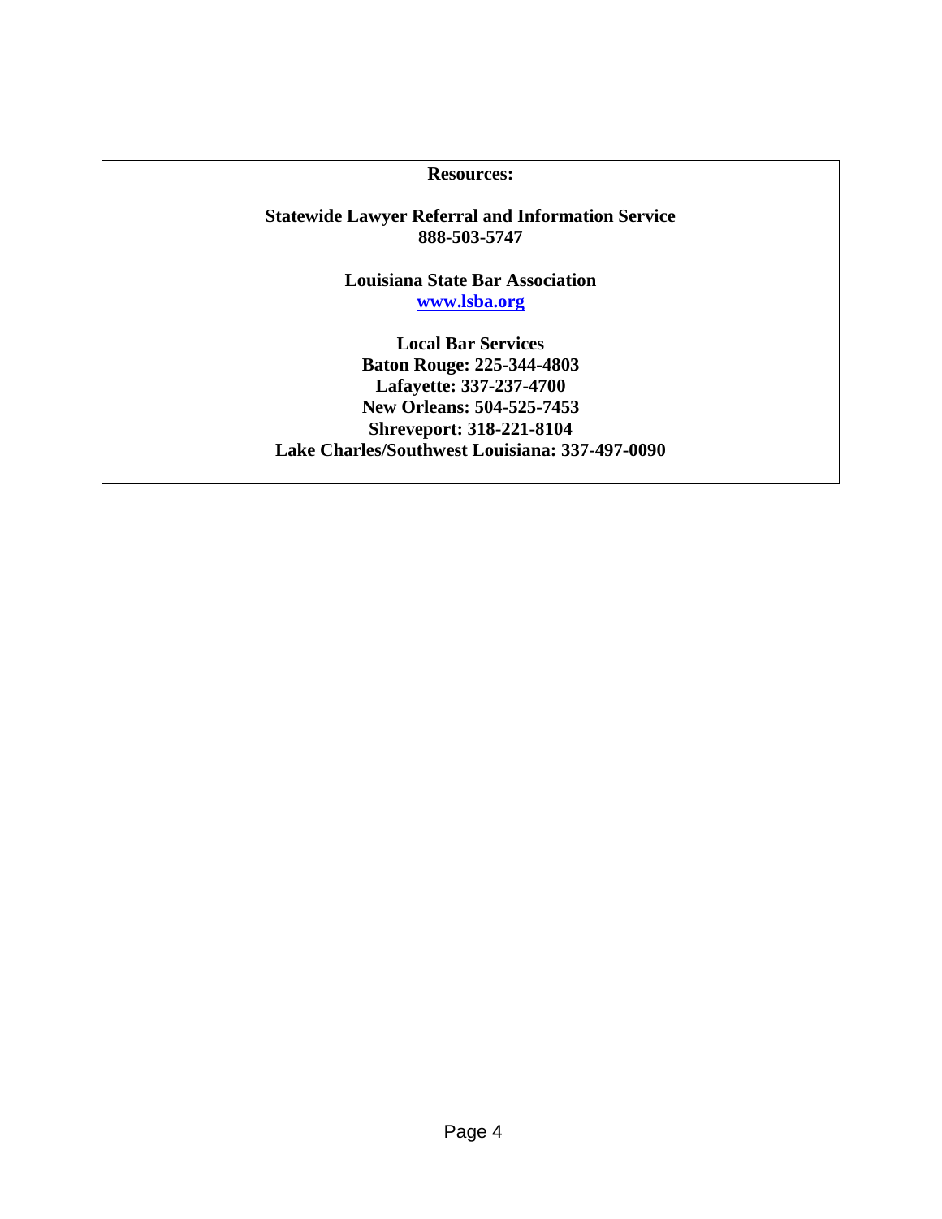**Resources:**

**Statewide Lawyer Referral and Information Service**
**888-503-5747**

**Louisiana State Bar Association**
**[www.lsba.org](http://www.lsba.org)**

**Local Bar Services**
**Baton Rouge: 225-344-4803**
**Lafayette: 337-237-4700**
**New Orleans: 504-525-7453**
**Shreveport: 318-221-8104**
**Lake Charles/Southwest Louisiana: 337-497-0090**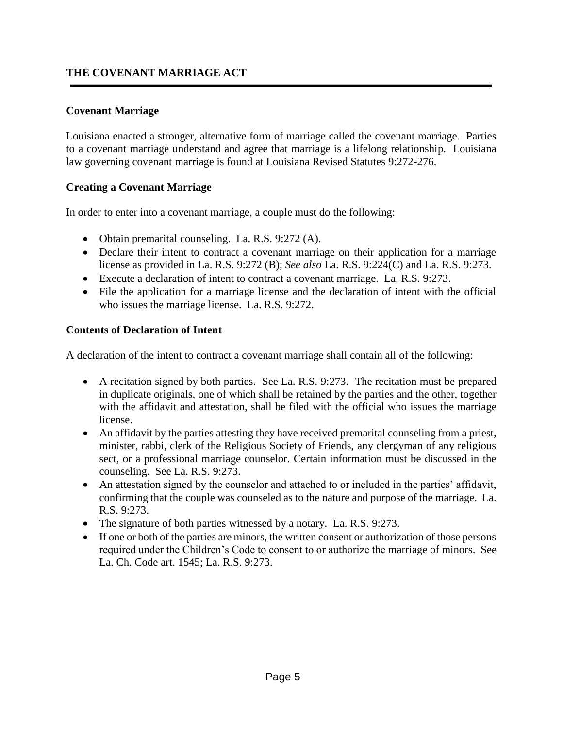## THE COVENANT MARRIAGE ACT

### Covenant Marriage

Louisiana enacted a stronger, alternative form of marriage called the covenant marriage. Parties to a covenant marriage understand and agree that marriage is a lifelong relationship. Louisiana law governing covenant marriage is found at Louisiana Revised Statutes 9:272-276.

### Creating a Covenant Marriage

In order to enter into a covenant marriage, a couple must do the following:

- Obtain premarital counseling. La. R.S. 9:272 (A).
- Declare their intent to contract a covenant marriage on their application for a marriage license as provided in La. R.S. 9:272 (B); *See also* La. R.S. 9:224(C) and La. R.S. 9:273.
- Execute a declaration of intent to contract a covenant marriage. La. R.S. 9:273.
- File the application for a marriage license and the declaration of intent with the official who issues the marriage license. La. R.S. 9:272.

### Contents of Declaration of Intent

A declaration of the intent to contract a covenant marriage shall contain all of the following:

- A recitation signed by both parties. See La. R.S. 9:273. The recitation must be prepared in duplicate originals, one of which shall be retained by the parties and the other, together with the affidavit and attestation, shall be filed with the official who issues the marriage license.
- An affidavit by the parties attesting they have received premarital counseling from a priest, minister, rabbi, clerk of the Religious Society of Friends, any clergyman of any religious sect, or a professional marriage counselor. Certain information must be discussed in the counseling. See La. R.S. 9:273.
- An attestation signed by the counselor and attached to or included in the parties' affidavit, confirming that the couple was counseled as to the nature and purpose of the marriage. La. R.S. 9:273.
- The signature of both parties witnessed by a notary. La. R.S. 9:273.
- If one or both of the parties are minors, the written consent or authorization of those persons required under the Children's Code to consent to or authorize the marriage of minors. See La. Ch. Code art. 1545; La. R.S. 9:273.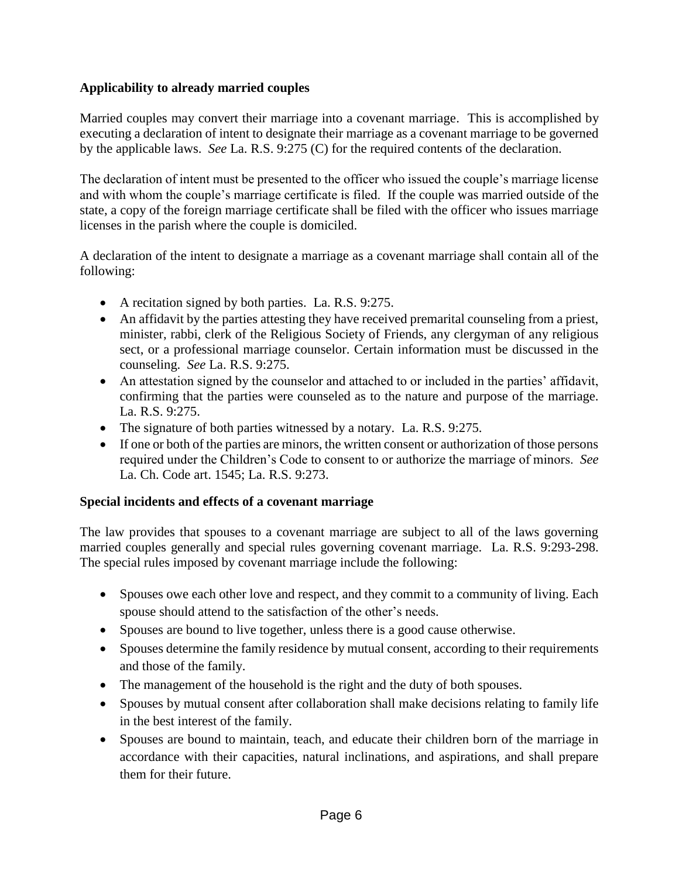**Applicability to already married couples**

Married couples may convert their marriage into a covenant marriage. This is accomplished by executing a declaration of intent to designate their marriage as a covenant marriage to be governed by the applicable laws. *See* La. R.S. 9:275 (C) for the required contents of the declaration.

The declaration of intent must be presented to the officer who issued the couple's marriage license and with whom the couple's marriage certificate is filed. If the couple was married outside of the state, a copy of the foreign marriage certificate shall be filed with the officer who issues marriage licenses in the parish where the couple is domiciled.

A declaration of the intent to designate a marriage as a covenant marriage shall contain all of the following:

- A recitation signed by both parties. La. R.S. 9:275.
- An affidavit by the parties attesting they have received premarital counseling from a priest, minister, rabbi, clerk of the Religious Society of Friends, any clergyman of any religious sect, or a professional marriage counselor. Certain information must be discussed in the counseling. *See* La. R.S. 9:275.
- An attestation signed by the counselor and attached to or included in the parties' affidavit, confirming that the parties were counseled as to the nature and purpose of the marriage. La. R.S. 9:275.
- The signature of both parties witnessed by a notary. La. R.S. 9:275.
- If one or both of the parties are minors, the written consent or authorization of those persons required under the Children's Code to consent to or authorize the marriage of minors. *See* La. Ch. Code art. 1545; La. R.S. 9:273.

**Special incidents and effects of a covenant marriage**

The law provides that spouses to a covenant marriage are subject to all of the laws governing married couples generally and special rules governing covenant marriage. La. R.S. 9:293-298. The special rules imposed by covenant marriage include the following:

- Spouses owe each other love and respect, and they commit to a community of living. Each spouse should attend to the satisfaction of the other's needs.
- Spouses are bound to live together, unless there is a good cause otherwise.
- Spouses determine the family residence by mutual consent, according to their requirements and those of the family.
- The management of the household is the right and the duty of both spouses.
- Spouses by mutual consent after collaboration shall make decisions relating to family life in the best interest of the family.
- Spouses are bound to maintain, teach, and educate their children born of the marriage in accordance with their capacities, natural inclinations, and aspirations, and shall prepare them for their future.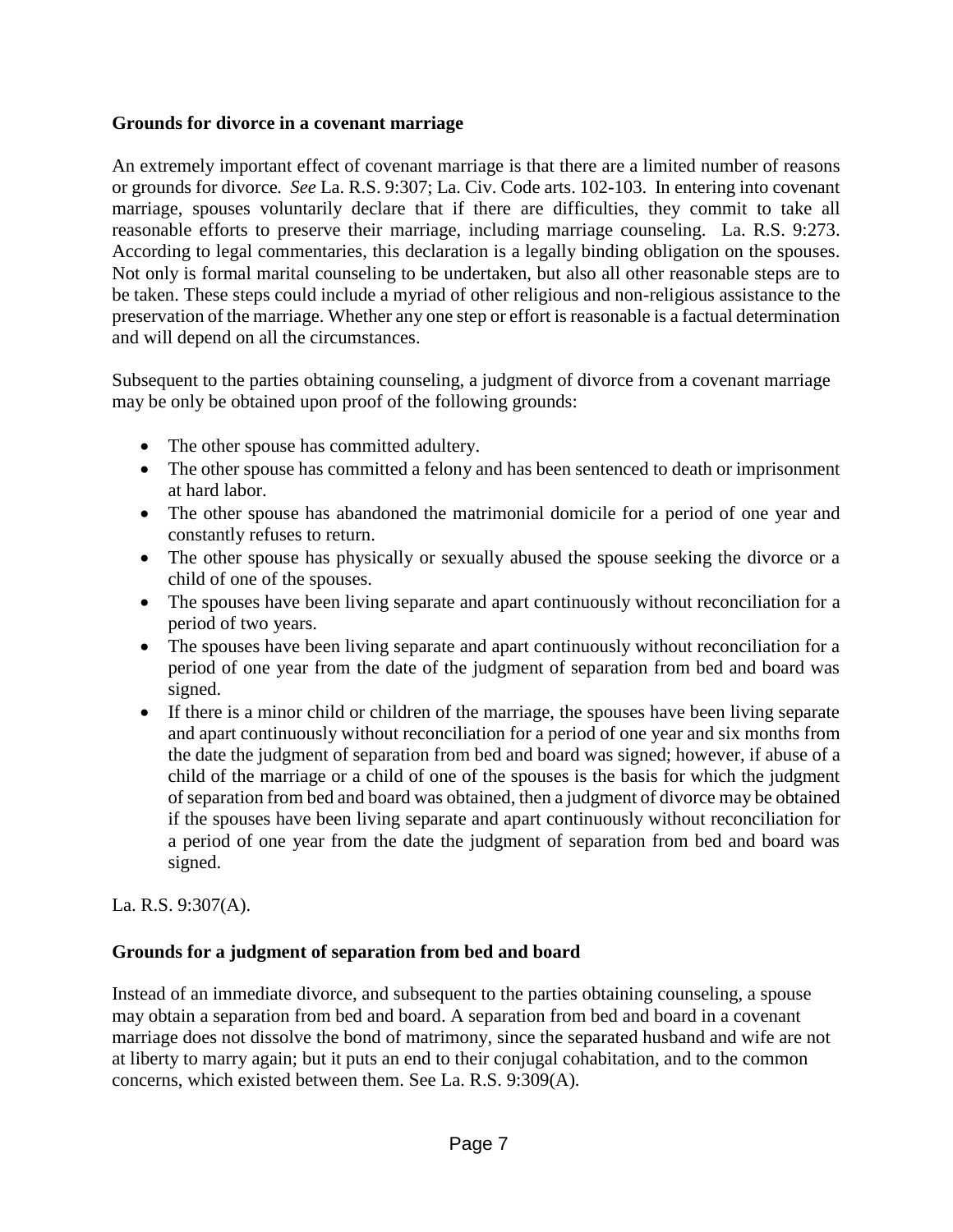**Grounds for divorce in a covenant marriage**

An extremely important effect of covenant marriage is that there are a limited number of reasons or grounds for divorce. *See* La. R.S. 9:307; La. Civ. Code arts. 102-103. In entering into covenant marriage, spouses voluntarily declare that if there are difficulties, they commit to take all reasonable efforts to preserve their marriage, including marriage counseling. La. R.S. 9:273. According to legal commentaries, this declaration is a legally binding obligation on the spouses. Not only is formal marital counseling to be undertaken, but also all other reasonable steps are to be taken. These steps could include a myriad of other religious and non-religious assistance to the preservation of the marriage. Whether any one step or effort is reasonable is a factual determination and will depend on all the circumstances.

Subsequent to the parties obtaining counseling, a judgment of divorce from a covenant marriage may be only be obtained upon proof of the following grounds:

- The other spouse has committed adultery.
- The other spouse has committed a felony and has been sentenced to death or imprisonment at hard labor.
- The other spouse has abandoned the matrimonial domicile for a period of one year and constantly refuses to return.
- The other spouse has physically or sexually abused the spouse seeking the divorce or a child of one of the spouses.
- The spouses have been living separate and apart continuously without reconciliation for a period of two years.
- The spouses have been living separate and apart continuously without reconciliation for a period of one year from the date of the judgment of separation from bed and board was signed.
- If there is a minor child or children of the marriage, the spouses have been living separate and apart continuously without reconciliation for a period of one year and six months from the date the judgment of separation from bed and board was signed; however, if abuse of a child of the marriage or a child of one of the spouses is the basis for which the judgment of separation from bed and board was obtained, then a judgment of divorce may be obtained if the spouses have been living separate and apart continuously without reconciliation for a period of one year from the date the judgment of separation from bed and board was signed.

La. R.S. 9:307(A).

**Grounds for a judgment of separation from bed and board**

Instead of an immediate divorce, and subsequent to the parties obtaining counseling, a spouse may obtain a separation from bed and board. A separation from bed and board in a covenant marriage does not dissolve the bond of matrimony, since the separated husband and wife are not at liberty to marry again; but it puts an end to their conjugal cohabitation, and to the common concerns, which existed between them. See La. R.S. 9:309(A).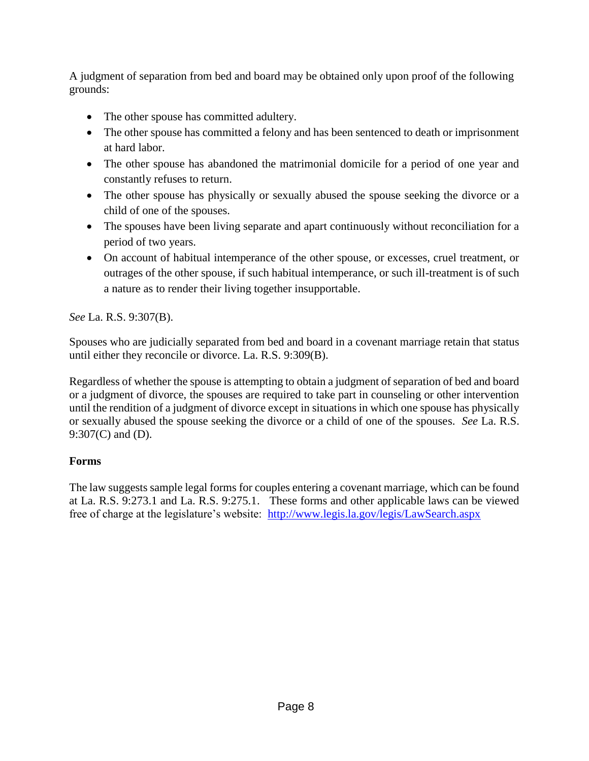A judgment of separation from bed and board may be obtained only upon proof of the following grounds:

- The other spouse has committed adultery.
- The other spouse has committed a felony and has been sentenced to death or imprisonment at hard labor.
- The other spouse has abandoned the matrimonial domicile for a period of one year and constantly refuses to return.
- The other spouse has physically or sexually abused the spouse seeking the divorce or a child of one of the spouses.
- The spouses have been living separate and apart continuously without reconciliation for a period of two years.
- On account of habitual intemperance of the other spouse, or excesses, cruel treatment, or outrages of the other spouse, if such habitual intemperance, or such ill-treatment is of such a nature as to render their living together insupportable.

*See* La. R.S. 9:307(B).

Spouses who are judicially separated from bed and board in a covenant marriage retain that status until either they reconcile or divorce. La. R.S. 9:309(B).

Regardless of whether the spouse is attempting to obtain a judgment of separation of bed and board or a judgment of divorce, the spouses are required to take part in counseling or other intervention until the rendition of a judgment of divorce except in situations in which one spouse has physically or sexually abused the spouse seeking the divorce or a child of one of the spouses. *See* La. R.S. 9:307(C) and (D).

**Forms**

The law suggests sample legal forms for couples entering a covenant marriage, which can be found at La. R.S. 9:273.1 and La. R.S. 9:275.1. These forms and other applicable laws can be viewed free of charge at the legislature's website: [http://www.legis.la.gov/legis/LawSearch.aspx](http://www.legis.la.gov/legis/LawSearch.aspx)